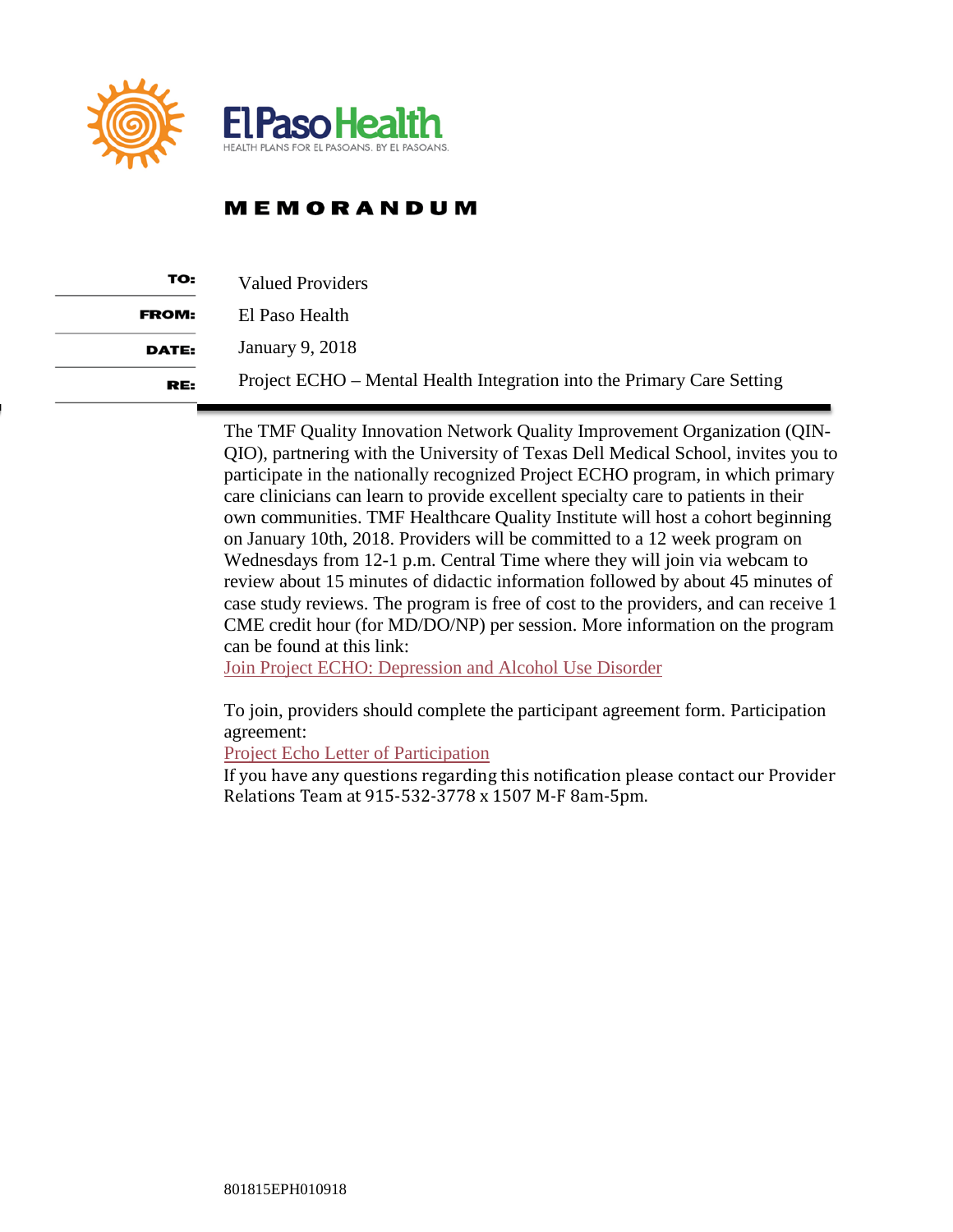El Paso Health

HEALTH PLANS FOR EL PASOANS. BY EL PASOANS.

# MEMORANDUM

| | |
|---|---|
| **TO:** | Valued Providers |
| **FROM:** | El Paso Health |
| **DATE:** | January 9, 2018 |
| **RE:** | Project ECHO – Mental Health Integration into the Primary Care Setting |

The TMF Quality Innovation Network Quality Improvement Organization (QIN-QIO), partnering with the University of Texas Dell Medical School, invites you to participate in the nationally recognized Project ECHO program, in which primary care clinicians can learn to provide excellent specialty care to patients in their own communities. TMF Healthcare Quality Institute will host a cohort beginning on January 10th, 2018. Providers will be committed to a 12 week program on Wednesdays from 12-1 p.m. Central Time where they will join via webcam to review about 15 minutes of didactic information followed by about 45 minutes of case study reviews. The program is free of cost to the providers, and can receive 1 CME credit hour (for MD/DO/NP) per session. More information on the program can be found at this link:
Join Project ECHO: Depression and Alcohol Use Disorder

To join, providers should complete the participant agreement form. Participation agreement:
Project Echo Letter of Participation
If you have any questions regarding this notification please contact our Provider Relations Team at 915-532-3778 x 1507 M-F 8am-5pm.

801815EPH010918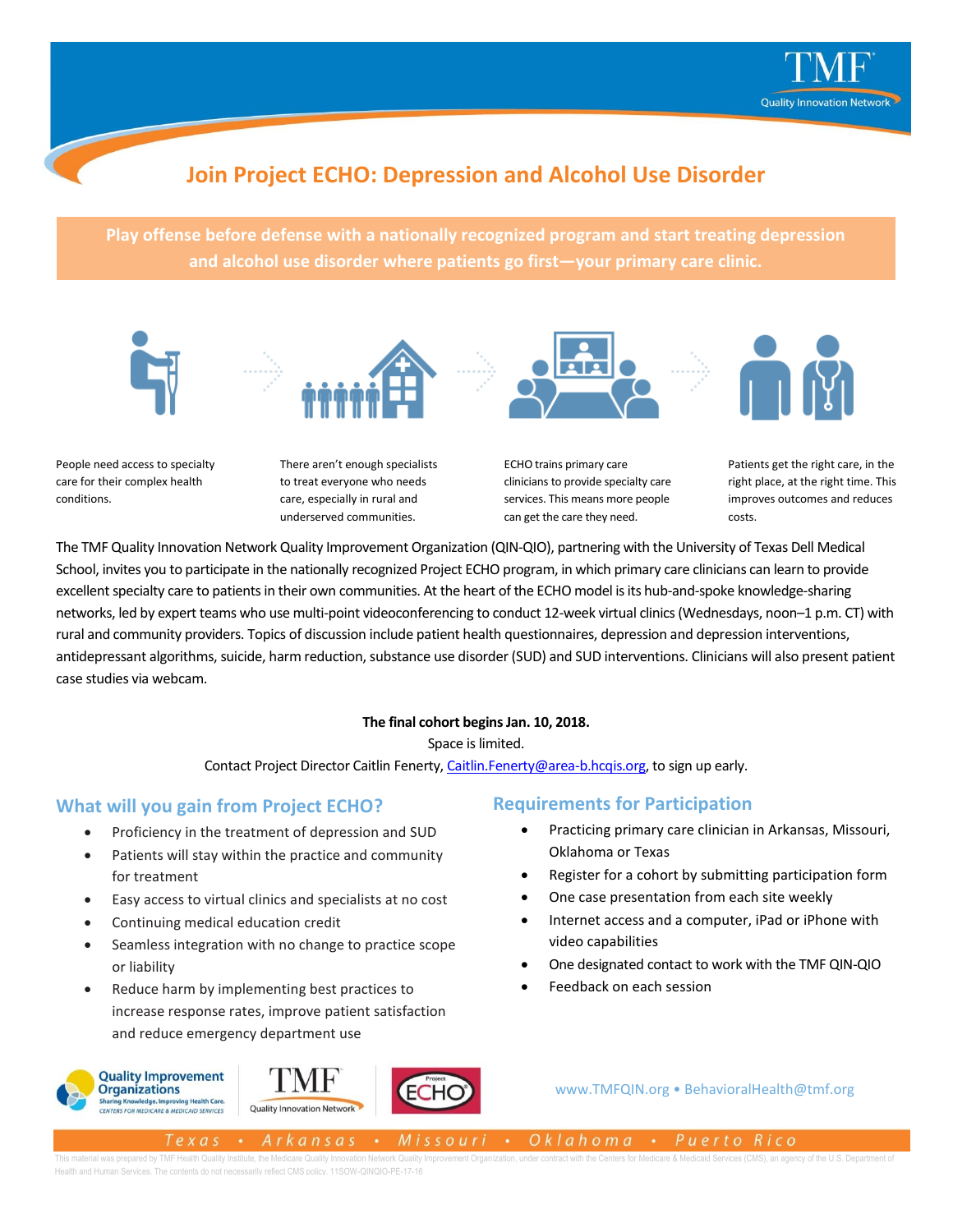# Join Project ECHO: Depression and Alcohol Use Disorder

**Play offense before defense with a nationally recognized program and start treating depression and alcohol use disorder where patients go first—your primary care clinic.**

People need access to specialty care for their complex health conditions.

There aren't enough specialists to treat everyone who needs care, especially in rural and underserved communities.

ECHO trains primary care clinicians to provide specialty care services. This means more people can get the care they need.

Patients get the right care, in the right place, at the right time. This improves outcomes and reduces costs.

The TMF Quality Innovation Network Quality Improvement Organization (QIN-QIO), partnering with the University of Texas Dell Medical School, invites you to participate in the nationally recognized Project ECHO program, in which primary care clinicians can learn to provide excellent specialty care to patients in their own communities. At the heart of the ECHO model is its hub-and-spoke knowledge-sharing networks, led by expert teams who use multi-point videoconferencing to conduct 12-week virtual clinics (Wednesdays, noon–1 p.m. CT) with rural and community providers. Topics of discussion include patient health questionnaires, depression and depression interventions, antidepressant algorithms, suicide, harm reduction, substance use disorder (SUD) and SUD interventions. Clinicians will also present patient case studies via webcam.

**The final cohort begins Jan. 10, 2018.**

Space is limited.

Contact Project Director Caitlin Fenerty, Caitlin.Fenerty@area-b.hcqis.org, to sign up early.

## What will you gain from Project ECHO?

- Proficiency in the treatment of depression and SUD
- Patients will stay within the practice and community for treatment
- Easy access to virtual clinics and specialists at no cost
- Continuing medical education credit
- Seamless integration with no change to practice scope or liability
- Reduce harm by implementing best practices to increase response rates, improve patient satisfaction and reduce emergency department use

## Requirements for Participation

- Practicing primary care clinician in Arkansas, Missouri, Oklahoma or Texas
- Register for a cohort by submitting participation form
- One case presentation from each site weekly
- Internet access and a computer, iPad or iPhone with video capabilities
- One designated contact to work with the TMF QIN-QIO
- Feedback on each session

www.TMFQIN.org • BehavioralHealth@tmf.org

Texas • Arkansas • Missouri • Oklahoma • Puerto Rico

This material was prepared by TMF Health Quality Institute, the Medicare Quality Innovation Network Quality Improvement Organization, under contract with the Centers for Medicare & Medicaid Services (CMS), an agency of the U.S. Department of Health and Human Services. The contents do not necessarily reflect CMS policy. 11SOW-QINQIO-PE-17-16